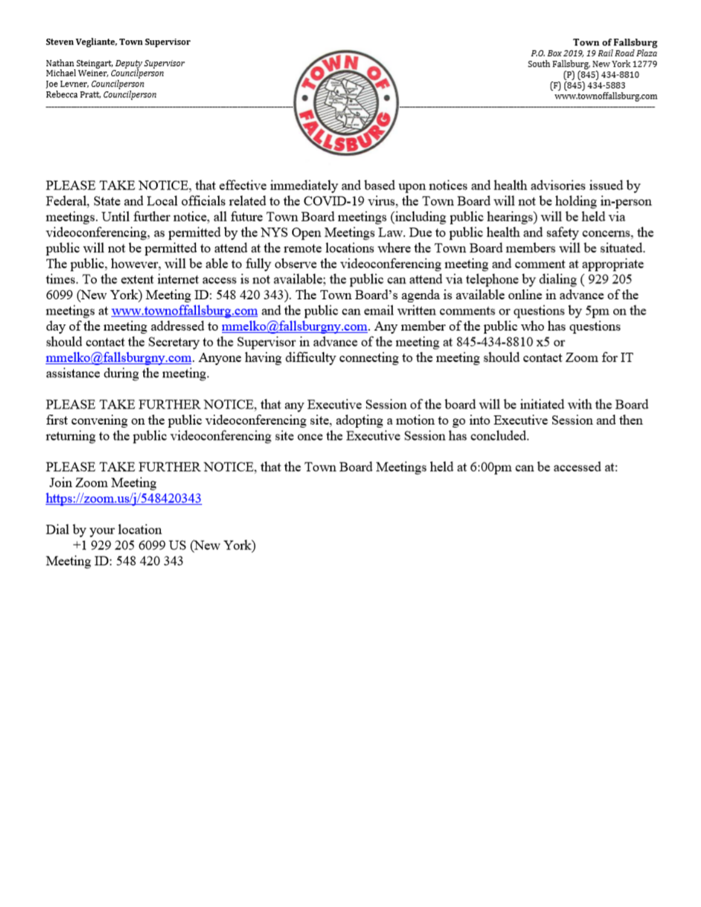**Steven Vegliante, Town Supervisor**

Nathan Steingart, *Deputy Supervisor*
Michael Weiner, *Councilperson*
Joe Levner, *Councilperson*
Rebecca Pratt, *Councilperson*

**Town of Fallsburg**
*P.O. Box 2019, 19 Rail Road Plaza*
South Fallsburg, New York 12779
(P) (845) 434-8810
(F) (845) 434-5883
www.townoffallsburg.com

---

PLEASE TAKE NOTICE, that effective immediately and based upon notices and health advisories issued by Federal, State and Local officials related to the COVID-19 virus, the Town Board will not be holding in-person meetings. Until further notice, all future Town Board meetings (including public hearings) will be held via videoconferencing, as permitted by the NYS Open Meetings Law. Due to public health and safety concerns, the public will not be permitted to attend at the remote locations where the Town Board members will be situated. The public, however, will be able to fully observe the videoconferencing meeting and comment at appropriate times. To the extent internet access is not available; the public can attend via telephone by dialing ( 929 205 6099 (New York) Meeting ID: 548 420 343). The Town Board's agenda is available online in advance of the meetings at www.townoffallsburg.com and the public can email written comments or questions by 5pm on the day of the meeting addressed to mmelko@fallsburgny.com. Any member of the public who has questions should contact the Secretary to the Supervisor in advance of the meeting at 845-434-8810 x5 or mmelko@fallsburgny.com. Anyone having difficulty connecting to the meeting should contact Zoom for IT assistance during the meeting.

PLEASE TAKE FURTHER NOTICE, that any Executive Session of the board will be initiated with the Board first convening on the public videoconferencing site, adopting a motion to go into Executive Session and then returning to the public videoconferencing site once the Executive Session has concluded.

PLEASE TAKE FURTHER NOTICE, that the Town Board Meetings held at 6:00pm can be accessed at:
Join Zoom Meeting
https://zoom.us/j/548420343

Dial by your location
+1 929 205 6099 US (New York)
Meeting ID: 548 420 343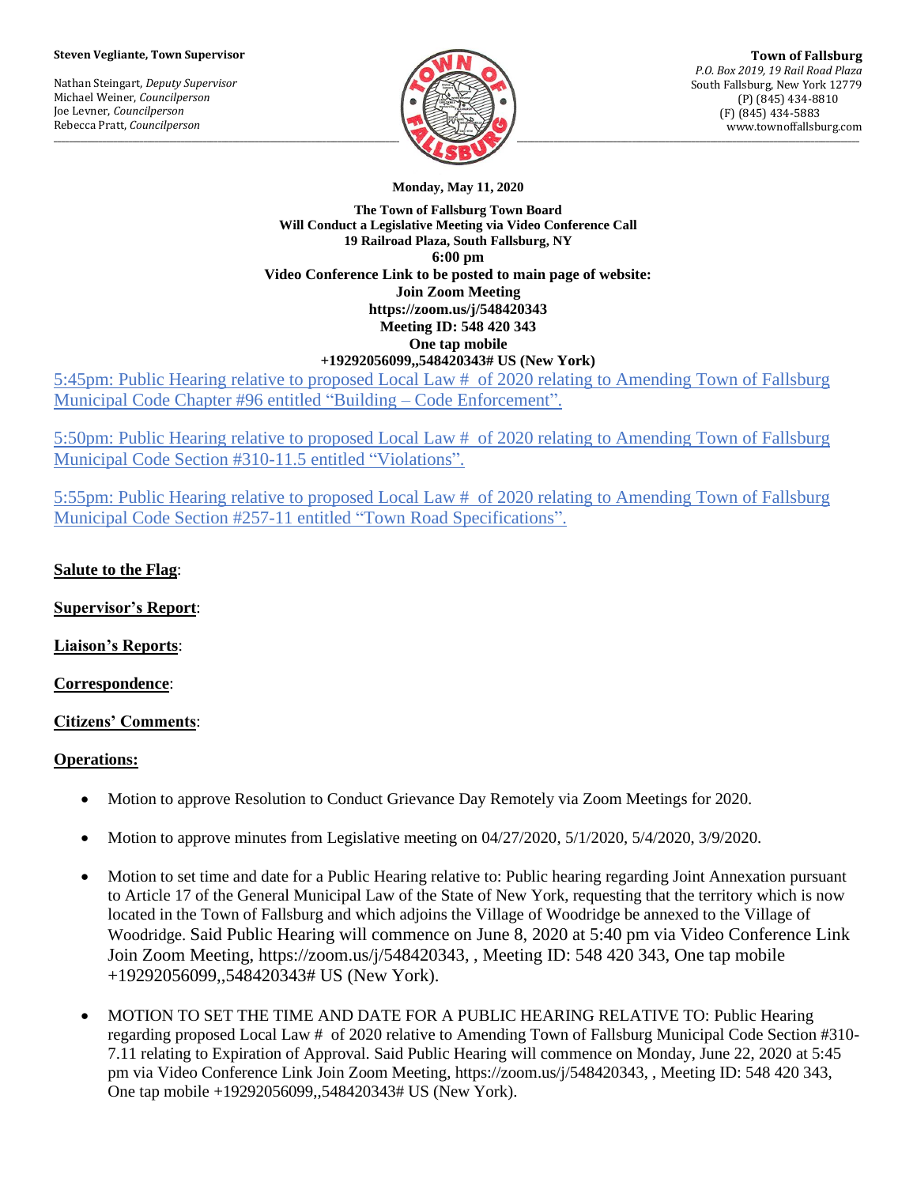**Steven Vegliante, Town Supervisor**

Nathan Steingart, *Deputy Supervisor*
Michael Weiner, *Councilperson*
Joe Levner, *Councilperson*
Rebecca Pratt, *Councilperson*

**Town of Fallsburg**
*P.O. Box 2019, 19 Rail Road Plaza*
South Fallsburg, New York 12779
(P) (845) 434-8810
(F) (845) 434-5883
www.townoffallsburg.com

**Monday, May 11, 2020**

**The Town of Fallsburg Town Board**
**Will Conduct a Legislative Meeting via Video Conference Call**
**19 Railroad Plaza, South Fallsburg, NY**
**6:00 pm**
**Video Conference Link to be posted to main page of website:**
**Join Zoom Meeting**
**https://zoom.us/j/548420343**
**Meeting ID: 548 420 343**
**One tap mobile**
**+19292056099,,548420343# US (New York)**

5:45pm: Public Hearing relative to proposed Local Law # of 2020 relating to Amending Town of Fallsburg Municipal Code Chapter #96 entitled "Building – Code Enforcement".

5:50pm: Public Hearing relative to proposed Local Law # of 2020 relating to Amending Town of Fallsburg Municipal Code Section #310-11.5 entitled "Violations".

5:55pm: Public Hearing relative to proposed Local Law # of 2020 relating to Amending Town of Fallsburg Municipal Code Section #257-11 entitled "Town Road Specifications".

**Salute to the Flag**:

**Supervisor's Report**:

**Liaison's Reports**:

**Correspondence**:

**Citizens' Comments**:

**Operations:**

- Motion to approve Resolution to Conduct Grievance Day Remotely via Zoom Meetings for 2020.
- Motion to approve minutes from Legislative meeting on 04/27/2020, 5/1/2020, 5/4/2020, 3/9/2020.
- Motion to set time and date for a Public Hearing relative to: Public hearing regarding Joint Annexation pursuant to Article 17 of the General Municipal Law of the State of New York, requesting that the territory which is now located in the Town of Fallsburg and which adjoins the Village of Woodridge be annexed to the Village of Woodridge. Said Public Hearing will commence on June 8, 2020 at 5:40 pm via Video Conference Link Join Zoom Meeting, https://zoom.us/j/548420343, , Meeting ID: 548 420 343, One tap mobile +19292056099,,548420343# US (New York).
- MOTION TO SET THE TIME AND DATE FOR A PUBLIC HEARING RELATIVE TO: Public Hearing regarding proposed Local Law # of 2020 relative to Amending Town of Fallsburg Municipal Code Section #310-7.11 relating to Expiration of Approval. Said Public Hearing will commence on Monday, June 22, 2020 at 5:45 pm via Video Conference Link Join Zoom Meeting, https://zoom.us/j/548420343, , Meeting ID: 548 420 343, One tap mobile +19292056099,,548420343# US (New York).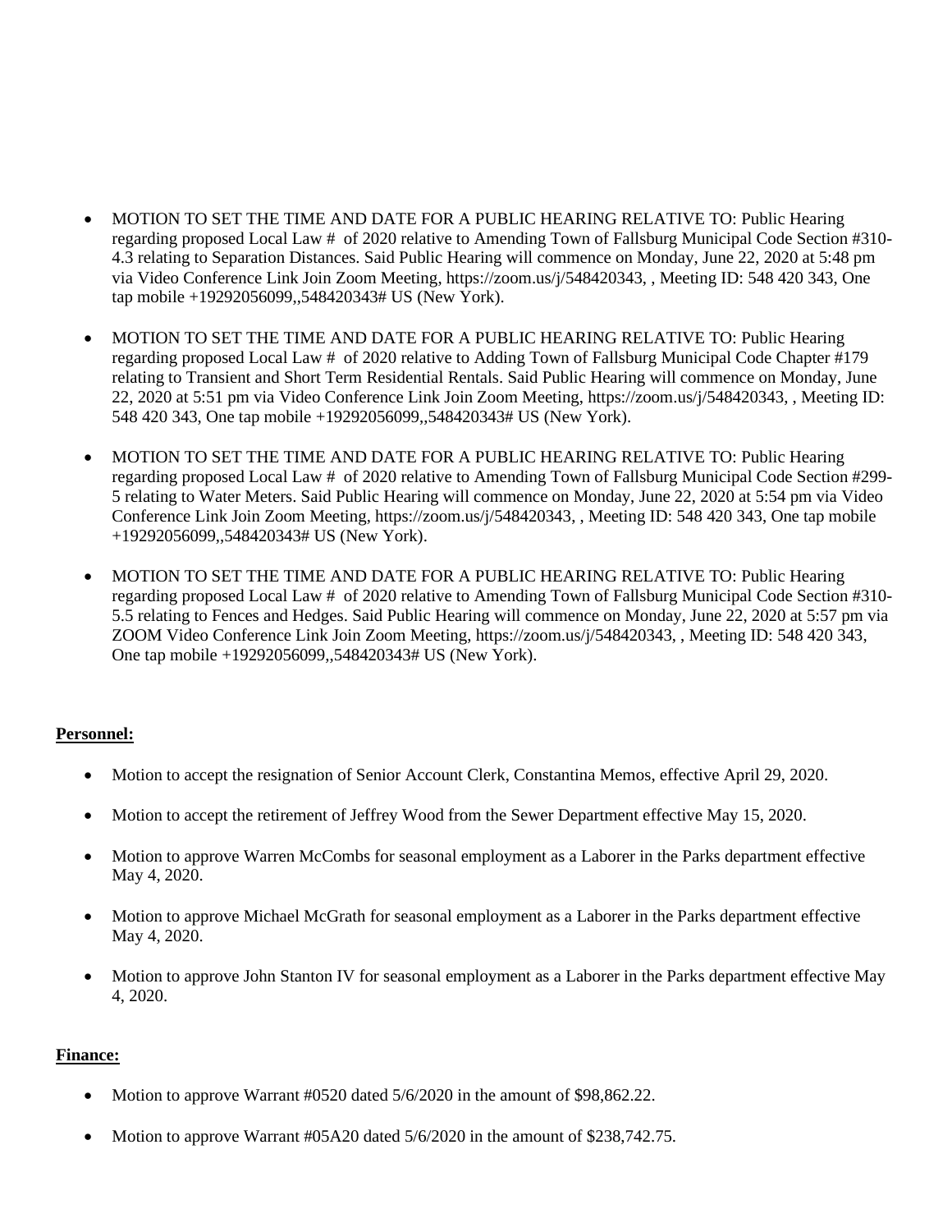- MOTION TO SET THE TIME AND DATE FOR A PUBLIC HEARING RELATIVE TO: Public Hearing regarding proposed Local Law # of 2020 relative to Amending Town of Fallsburg Municipal Code Section #310-4.3 relating to Separation Distances. Said Public Hearing will commence on Monday, June 22, 2020 at 5:48 pm via Video Conference Link Join Zoom Meeting, https://zoom.us/j/548420343, , Meeting ID: 548 420 343, One tap mobile +19292056099,,548420343# US (New York).

- MOTION TO SET THE TIME AND DATE FOR A PUBLIC HEARING RELATIVE TO: Public Hearing regarding proposed Local Law # of 2020 relative to Adding Town of Fallsburg Municipal Code Chapter #179 relating to Transient and Short Term Residential Rentals. Said Public Hearing will commence on Monday, June 22, 2020 at 5:51 pm via Video Conference Link Join Zoom Meeting, https://zoom.us/j/548420343, , Meeting ID: 548 420 343, One tap mobile +19292056099,,548420343# US (New York).

- MOTION TO SET THE TIME AND DATE FOR A PUBLIC HEARING RELATIVE TO: Public Hearing regarding proposed Local Law # of 2020 relative to Amending Town of Fallsburg Municipal Code Section #299-5 relating to Water Meters. Said Public Hearing will commence on Monday, June 22, 2020 at 5:54 pm via Video Conference Link Join Zoom Meeting, https://zoom.us/j/548420343, , Meeting ID: 548 420 343, One tap mobile +19292056099,,548420343# US (New York).

- MOTION TO SET THE TIME AND DATE FOR A PUBLIC HEARING RELATIVE TO: Public Hearing regarding proposed Local Law # of 2020 relative to Amending Town of Fallsburg Municipal Code Section #310-5.5 relating to Fences and Hedges. Said Public Hearing will commence on Monday, June 22, 2020 at 5:57 pm via ZOOM Video Conference Link Join Zoom Meeting, https://zoom.us/j/548420343, , Meeting ID: 548 420 343, One tap mobile +19292056099,,548420343# US (New York).

**Personnel:**

- Motion to accept the resignation of Senior Account Clerk, Constantina Memos, effective April 29, 2020.

- Motion to accept the retirement of Jeffrey Wood from the Sewer Department effective May 15, 2020.

- Motion to approve Warren McCombs for seasonal employment as a Laborer in the Parks department effective May 4, 2020.

- Motion to approve Michael McGrath for seasonal employment as a Laborer in the Parks department effective May 4, 2020.

- Motion to approve John Stanton IV for seasonal employment as a Laborer in the Parks department effective May 4, 2020.

**Finance:**

- Motion to approve Warrant #0520 dated 5/6/2020 in the amount of $98,862.22.

- Motion to approve Warrant #05A20 dated 5/6/2020 in the amount of $238,742.75.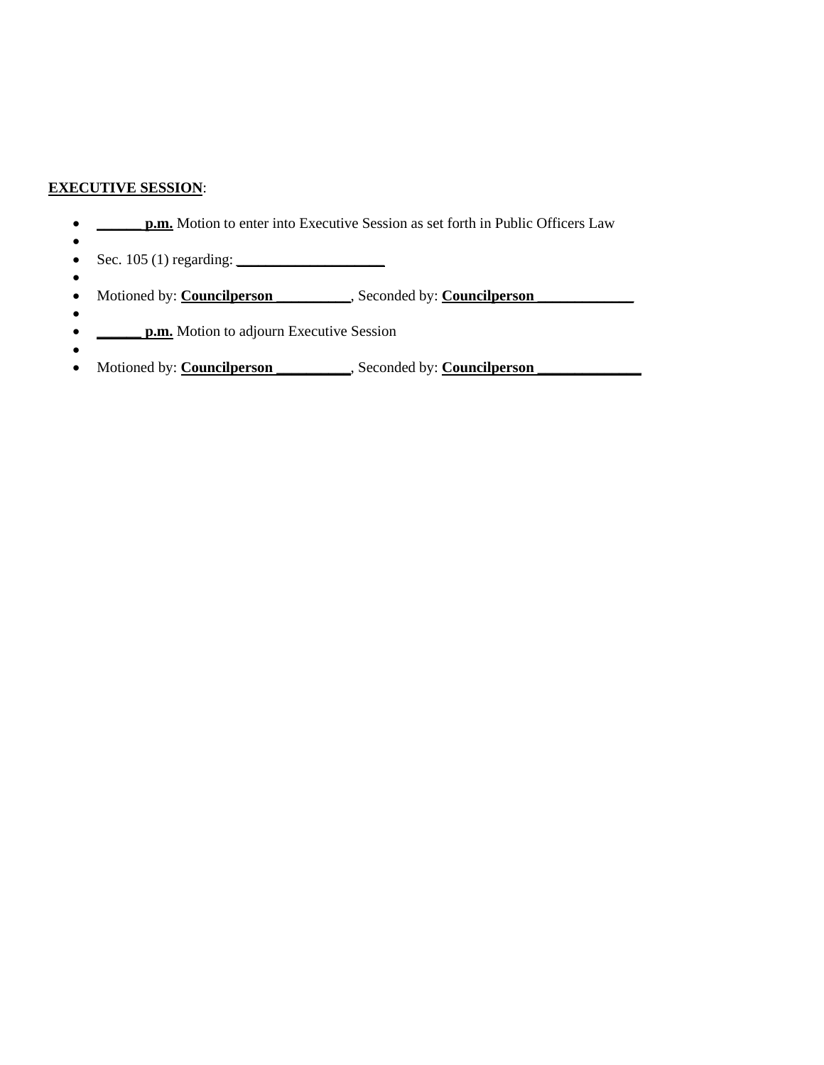**EXECUTIVE SESSION**:

- **______ p.m.** Motion to enter into Executive Session as set forth in Public Officers Law
- 
- Sec. 105 (1) regarding: ___________________
- 
- Motioned by: **Councilperson __________**, Seconded by: **Councilperson _____________**
- 
- **______ p.m.** Motion to adjourn Executive Session
- 
- Motioned by: **Councilperson __________**, Seconded by: **Councilperson ______________**